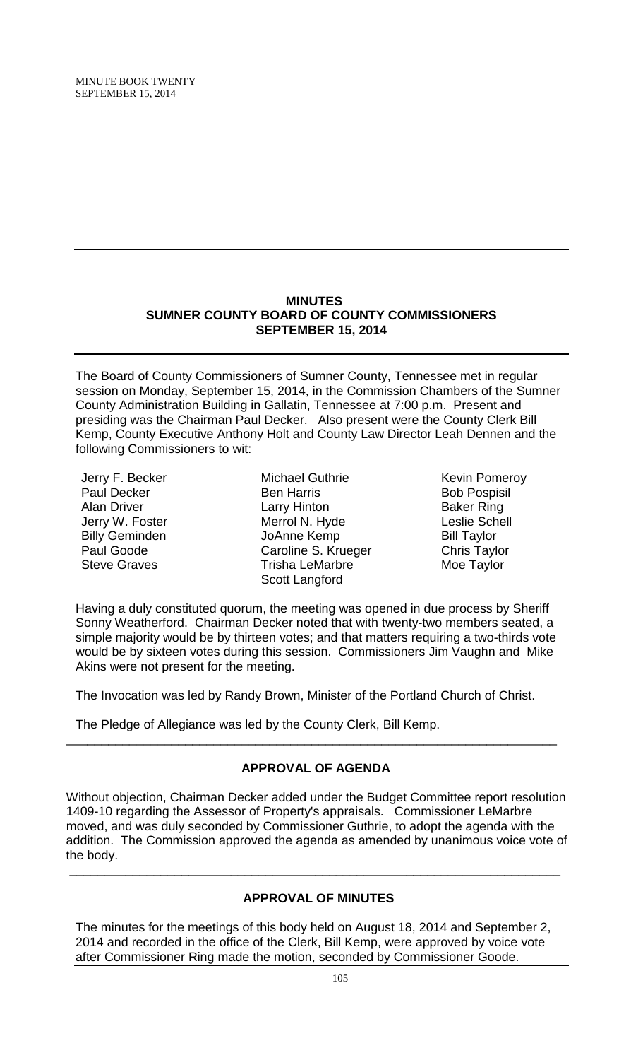# MINUTES
## SUMNER COUNTY BOARD OF COUNTY COMMISSIONERS
## SEPTEMBER 15, 2014

The Board of County Commissioners of Sumner County, Tennessee met in regular session on Monday, September 15, 2014, in the Commission Chambers of the Sumner County Administration Building in Gallatin, Tennessee at 7:00 p.m. Present and presiding was the Chairman Paul Decker. Also present were the County Clerk Bill Kemp, County Executive Anthony Holt and County Law Director Leah Dennen and the following Commissioners to wit:

| | | |
|---|---|---|
| Jerry F. Becker | Michael Guthrie | Kevin Pomeroy |
| Paul Decker | Ben Harris | Bob Pospisil |
| Alan Driver | Larry Hinton | Baker Ring |
| Jerry W. Foster | Merrol N. Hyde | Leslie Schell |
| Billy Geminden | JoAnne Kemp | Bill Taylor |
| Paul Goode | Caroline S. Krueger | Chris Taylor |
| Steve Graves | Trisha LeMarbre | Moe Taylor |
| | Scott Langford | |

Having a duly constituted quorum, the meeting was opened in due process by Sheriff Sonny Weatherford. Chairman Decker noted that with twenty-two members seated, a simple majority would be by thirteen votes; and that matters requiring a two-thirds vote would be by sixteen votes during this session. Commissioners Jim Vaughn and Mike Akins were not present for the meeting.

The Invocation was led by Randy Brown, Minister of the Portland Church of Christ.

The Pledge of Allegiance was led by the County Clerk, Bill Kemp.

---

### APPROVAL OF AGENDA

Without objection, Chairman Decker added under the Budget Committee report resolution 1409-10 regarding the Assessor of Property's appraisals. Commissioner LeMarbre moved, and was duly seconded by Commissioner Guthrie, to adopt the agenda with the addition. The Commission approved the agenda as amended by unanimous voice vote of the body.

---

### APPROVAL OF MINUTES

The minutes for the meetings of this body held on August 18, 2014 and September 2, 2014 and recorded in the office of the Clerk, Bill Kemp, were approved by voice vote after Commissioner Ring made the motion, seconded by Commissioner Goode.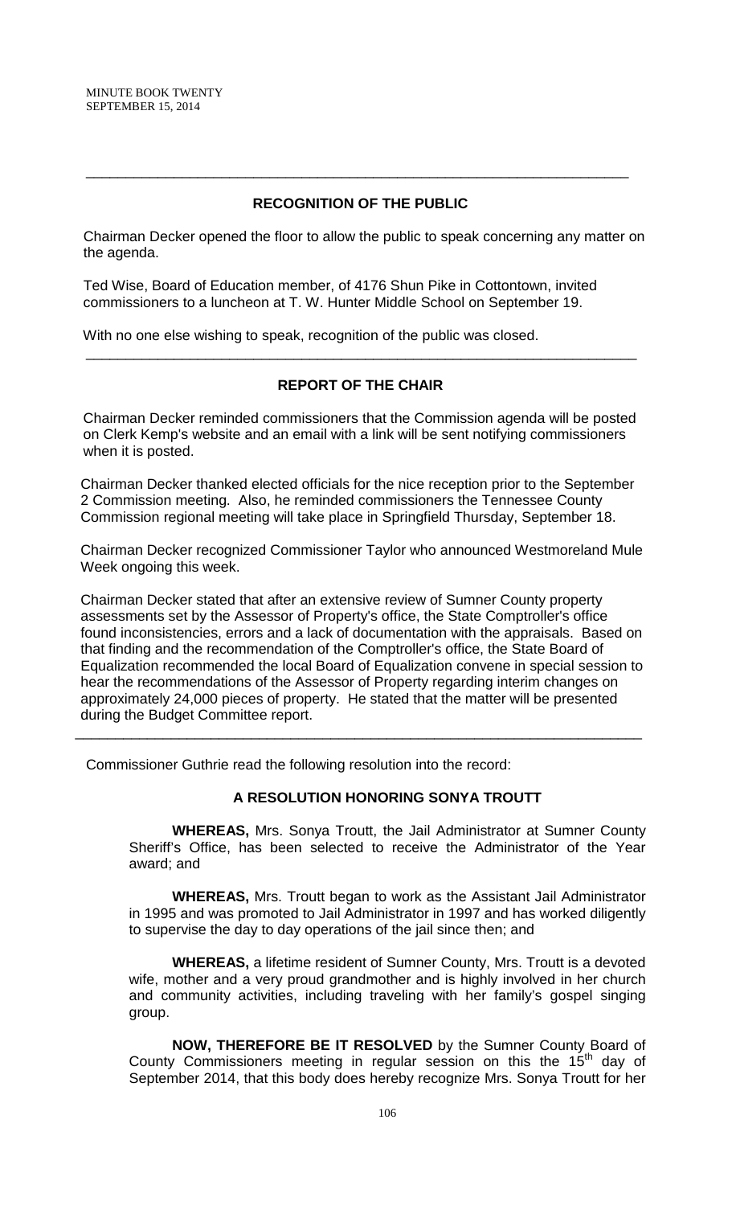## RECOGNITION OF THE PUBLIC

Chairman Decker opened the floor to allow the public to speak concerning any matter on the agenda.

Ted Wise, Board of Education member, of 4176 Shun Pike in Cottontown, invited commissioners to a luncheon at T. W. Hunter Middle School on September 19.

With no one else wishing to speak, recognition of the public was closed.

---

## REPORT OF THE CHAIR

Chairman Decker reminded commissioners that the Commission agenda will be posted on Clerk Kemp's website and an email with a link will be sent notifying commissioners when it is posted.

Chairman Decker thanked elected officials for the nice reception prior to the September 2 Commission meeting. Also, he reminded commissioners the Tennessee County Commission regional meeting will take place in Springfield Thursday, September 18.

Chairman Decker recognized Commissioner Taylor who announced Westmoreland Mule Week ongoing this week.

Chairman Decker stated that after an extensive review of Sumner County property assessments set by the Assessor of Property's office, the State Comptroller's office found inconsistencies, errors and a lack of documentation with the appraisals. Based on that finding and the recommendation of the Comptroller's office, the State Board of Equalization recommended the local Board of Equalization convene in special session to hear the recommendations of the Assessor of Property regarding interim changes on approximately 24,000 pieces of property. He stated that the matter will be presented during the Budget Committee report.

---

Commissioner Guthrie read the following resolution into the record:

### A RESOLUTION HONORING SONYA TROUTT

**WHEREAS,** Mrs. Sonya Troutt, the Jail Administrator at Sumner County Sheriff's Office, has been selected to receive the Administrator of the Year award; and

**WHEREAS,** Mrs. Troutt began to work as the Assistant Jail Administrator in 1995 and was promoted to Jail Administrator in 1997 and has worked diligently to supervise the day to day operations of the jail since then; and

**WHEREAS,** a lifetime resident of Sumner County, Mrs. Troutt is a devoted wife, mother and a very proud grandmother and is highly involved in her church and community activities, including traveling with her family's gospel singing group.

**NOW, THEREFORE BE IT RESOLVED** by the Sumner County Board of County Commissioners meeting in regular session on this the 15th day of September 2014, that this body does hereby recognize Mrs. Sonya Troutt for her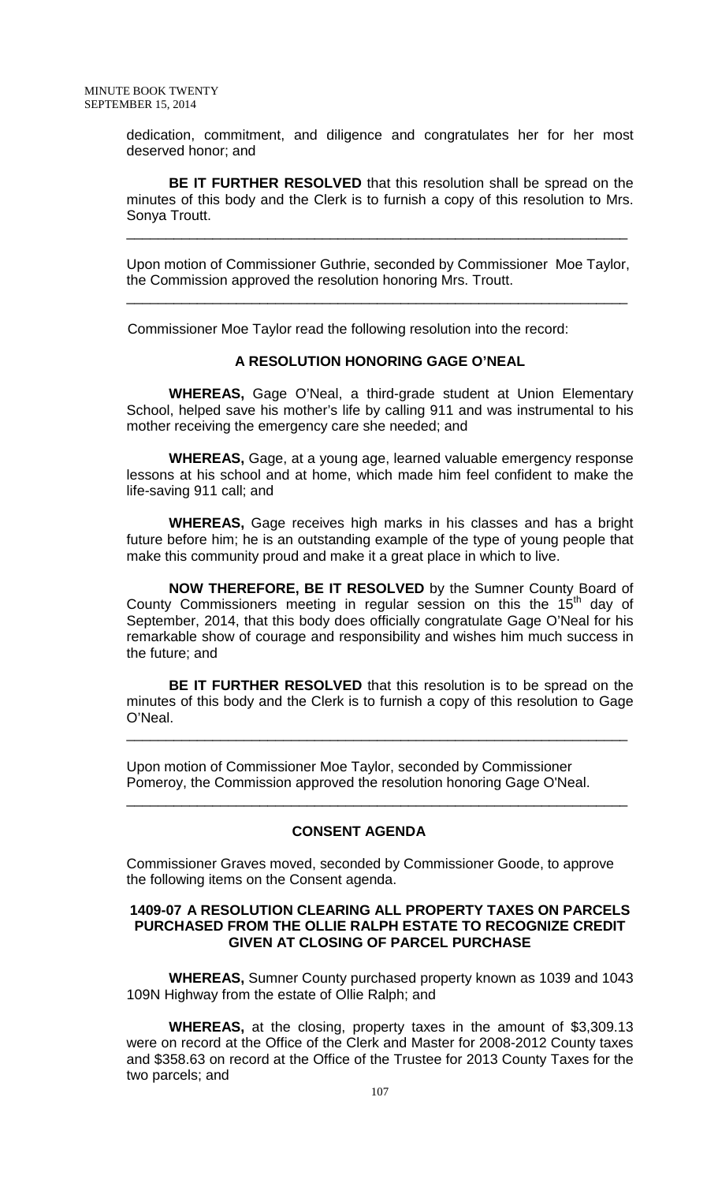dedication, commitment, and diligence and congratulates her for her most deserved honor; and

**BE IT FURTHER RESOLVED** that this resolution shall be spread on the minutes of this body and the Clerk is to furnish a copy of this resolution to Mrs. Sonya Troutt.

---

Upon motion of Commissioner Guthrie, seconded by Commissioner Moe Taylor, the Commission approved the resolution honoring Mrs. Troutt.

---

Commissioner Moe Taylor read the following resolution into the record:

**A RESOLUTION HONORING GAGE O'NEAL**

**WHEREAS,** Gage O'Neal, a third-grade student at Union Elementary School, helped save his mother's life by calling 911 and was instrumental to his mother receiving the emergency care she needed; and

**WHEREAS,** Gage, at a young age, learned valuable emergency response lessons at his school and at home, which made him feel confident to make the life-saving 911 call; and

**WHEREAS,** Gage receives high marks in his classes and has a bright future before him; he is an outstanding example of the type of young people that make this community proud and make it a great place in which to live.

**NOW THEREFORE, BE IT RESOLVED** by the Sumner County Board of County Commissioners meeting in regular session on this the 15th day of September, 2014, that this body does officially congratulate Gage O'Neal for his remarkable show of courage and responsibility and wishes him much success in the future; and

**BE IT FURTHER RESOLVED** that this resolution is to be spread on the minutes of this body and the Clerk is to furnish a copy of this resolution to Gage O'Neal.

---

Upon motion of Commissioner Moe Taylor, seconded by Commissioner Pomeroy, the Commission approved the resolution honoring Gage O'Neal.

---

**CONSENT AGENDA**

Commissioner Graves moved, seconded by Commissioner Goode, to approve the following items on the Consent agenda.

**1409-07 A RESOLUTION CLEARING ALL PROPERTY TAXES ON PARCELS PURCHASED FROM THE OLLIE RALPH ESTATE TO RECOGNIZE CREDIT GIVEN AT CLOSING OF PARCEL PURCHASE**

**WHEREAS,** Sumner County purchased property known as 1039 and 1043 109N Highway from the estate of Ollie Ralph; and

**WHEREAS,** at the closing, property taxes in the amount of $3,309.13 were on record at the Office of the Clerk and Master for 2008-2012 County taxes and $358.63 on record at the Office of the Trustee for 2013 County Taxes for the two parcels; and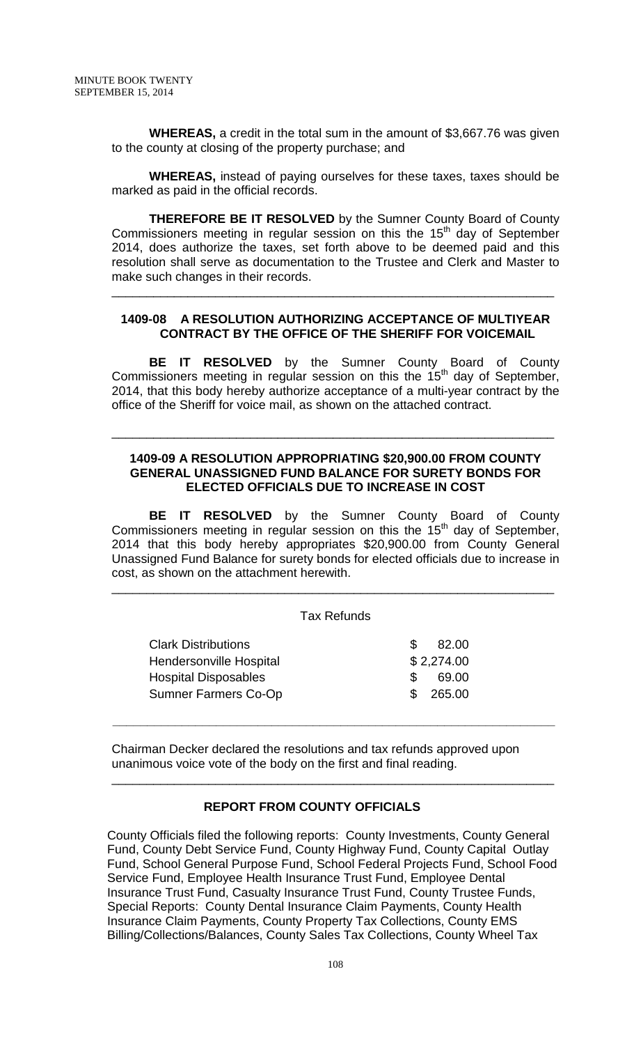**WHEREAS,** a credit in the total sum in the amount of $3,667.76 was given to the county at closing of the property purchase; and

**WHEREAS,** instead of paying ourselves for these taxes, taxes should be marked as paid in the official records.

**THEREFORE BE IT RESOLVED** by the Sumner County Board of County Commissioners meeting in regular session on this the 15th day of September 2014, does authorize the taxes, set forth above to be deemed paid and this resolution shall serve as documentation to the Trustee and Clerk and Master to make such changes in their records.

---

**1409-08 A RESOLUTION AUTHORIZING ACCEPTANCE OF MULTIYEAR CONTRACT BY THE OFFICE OF THE SHERIFF FOR VOICEMAIL**

**BE IT RESOLVED** by the Sumner County Board of County Commissioners meeting in regular session on this the 15th day of September, 2014, that this body hereby authorize acceptance of a multi-year contract by the office of the Sheriff for voice mail, as shown on the attached contract.

---

**1409-09 A RESOLUTION APPROPRIATING $20,900.00 FROM COUNTY GENERAL UNASSIGNED FUND BALANCE FOR SURETY BONDS FOR ELECTED OFFICIALS DUE TO INCREASE IN COST**

**BE IT RESOLVED** by the Sumner County Board of County Commissioners meeting in regular session on this the 15th day of September, 2014 that this body hereby appropriates $20,900.00 from County General Unassigned Fund Balance for surety bonds for elected officials due to increase in cost, as shown on the attachment herewith.

---

Tax Refunds

| | |
|---|---|
| Clark Distributions | $ 82.00 |
| Hendersonville Hospital | $ 2,274.00 |
| Hospital Disposables | $ 69.00 |
| Sumner Farmers Co-Op | $ 265.00 |

---

Chairman Decker declared the resolutions and tax refunds approved upon unanimous voice vote of the body on the first and final reading.

---

**REPORT FROM COUNTY OFFICIALS**

County Officials filed the following reports: County Investments, County General Fund, County Debt Service Fund, County Highway Fund, County Capital Outlay Fund, School General Purpose Fund, School Federal Projects Fund, School Food Service Fund, Employee Health Insurance Trust Fund, Employee Dental Insurance Trust Fund, Casualty Insurance Trust Fund, County Trustee Funds, Special Reports: County Dental Insurance Claim Payments, County Health Insurance Claim Payments, County Property Tax Collections, County EMS Billing/Collections/Balances, County Sales Tax Collections, County Wheel Tax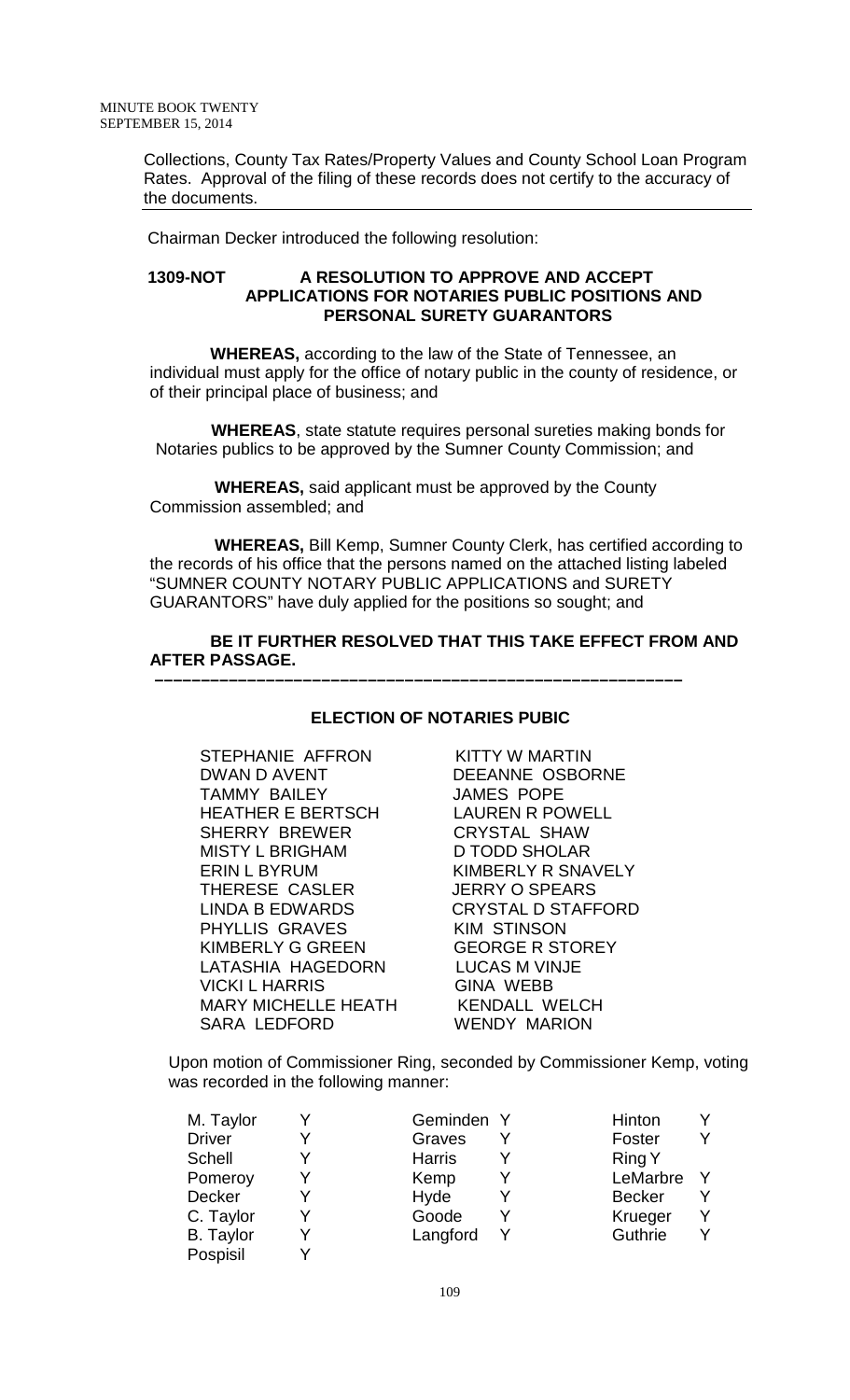Collections, County Tax Rates/Property Values and County School Loan Program Rates. Approval of the filing of these records does not certify to the accuracy of the documents.

Chairman Decker introduced the following resolution:

**1309-NOT A RESOLUTION TO APPROVE AND ACCEPT APPLICATIONS FOR NOTARIES PUBLIC POSITIONS AND PERSONAL SURETY GUARANTORS**

**WHEREAS,** according to the law of the State of Tennessee, an individual must apply for the office of notary public in the county of residence, or of their principal place of business; and

**WHEREAS**, state statute requires personal sureties making bonds for Notaries publics to be approved by the Sumner County Commission; and

**WHEREAS,** said applicant must be approved by the County Commission assembled; and

**WHEREAS,** Bill Kemp, Sumner County Clerk, has certified according to the records of his office that the persons named on the attached listing labeled "SUMNER COUNTY NOTARY PUBLIC APPLICATIONS and SURETY GUARANTORS" have duly applied for the positions so sought; and

**BE IT FURTHER RESOLVED THAT THIS TAKE EFFECT FROM AND AFTER PASSAGE.**

---

**ELECTION OF NOTARIES PUBIC**

| | |
|---|---|
| STEPHANIE AFFRON | KITTY W MARTIN |
| DWAN D AVENT | DEEANNE OSBORNE |
| TAMMY BAILEY | JAMES POPE |
| HEATHER E BERTSCH | LAUREN R POWELL |
| SHERRY BREWER | CRYSTAL SHAW |
| MISTY L BRIGHAM | D TODD SHOLAR |
| ERIN L BYRUM | KIMBERLY R SNAVELY |
| THERESE CASLER | JERRY O SPEARS |
| LINDA B EDWARDS | CRYSTAL D STAFFORD |
| PHYLLIS GRAVES | KIM STINSON |
| KIMBERLY G GREEN | GEORGE R STOREY |
| LATASHIA HAGEDORN | LUCAS M VINJE |
| VICKI L HARRIS | GINA WEBB |
| MARY MICHELLE HEATH | KENDALL WELCH |
| SARA LEDFORD | WENDY MARION |

Upon motion of Commissioner Ring, seconded by Commissioner Kemp, voting was recorded in the following manner:

| | | | | | |
|---|---|---|---|---|---|
| M. Taylor | Y | Geminden | Y | Hinton | Y |
| Driver | Y | Graves | Y | Foster | Y |
| Schell | Y | Harris | Y | Ring | Y |
| Pomeroy | Y | Kemp | Y | LeMarbre | Y |
| Decker | Y | Hyde | Y | Becker | Y |
| C. Taylor | Y | Goode | Y | Krueger | Y |
| B. Taylor | Y | Langford | Y | Guthrie | Y |
| Pospisil | Y | | | | |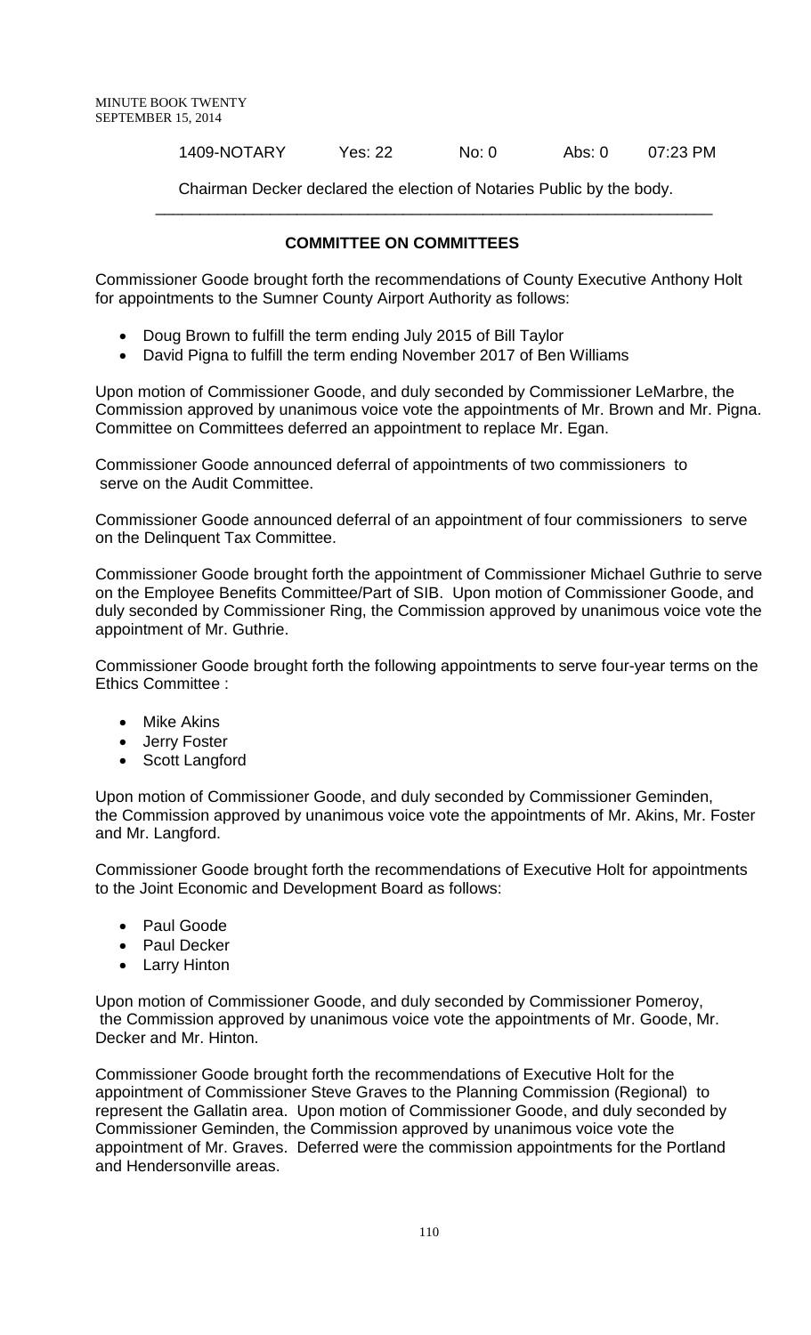1409-NOTARY Yes: 22 No: 0 Abs: 0 07:23 PM

Chairman Decker declared the election of Notaries Public by the body.

---

**COMMITTEE ON COMMITTEES**

Commissioner Goode brought forth the recommendations of County Executive Anthony Holt for appointments to the Sumner County Airport Authority as follows:

- Doug Brown to fulfill the term ending July 2015 of Bill Taylor
- David Pigna to fulfill the term ending November 2017 of Ben Williams

Upon motion of Commissioner Goode, and duly seconded by Commissioner LeMarbre, the Commission approved by unanimous voice vote the appointments of Mr. Brown and Mr. Pigna. Committee on Committees deferred an appointment to replace Mr. Egan.

Commissioner Goode announced deferral of appointments of two commissioners to serve on the Audit Committee.

Commissioner Goode announced deferral of an appointment of four commissioners to serve on the Delinquent Tax Committee.

Commissioner Goode brought forth the appointment of Commissioner Michael Guthrie to serve on the Employee Benefits Committee/Part of SIB. Upon motion of Commissioner Goode, and duly seconded by Commissioner Ring, the Commission approved by unanimous voice vote the appointment of Mr. Guthrie.

Commissioner Goode brought forth the following appointments to serve four-year terms on the Ethics Committee :

- Mike Akins
- Jerry Foster
- Scott Langford

Upon motion of Commissioner Goode, and duly seconded by Commissioner Geminden, the Commission approved by unanimous voice vote the appointments of Mr. Akins, Mr. Foster and Mr. Langford.

Commissioner Goode brought forth the recommendations of Executive Holt for appointments to the Joint Economic and Development Board as follows:

- Paul Goode
- Paul Decker
- Larry Hinton

Upon motion of Commissioner Goode, and duly seconded by Commissioner Pomeroy, the Commission approved by unanimous voice vote the appointments of Mr. Goode, Mr. Decker and Mr. Hinton.

Commissioner Goode brought forth the recommendations of Executive Holt for the appointment of Commissioner Steve Graves to the Planning Commission (Regional) to represent the Gallatin area. Upon motion of Commissioner Goode, and duly seconded by Commissioner Geminden, the Commission approved by unanimous voice vote the appointment of Mr. Graves. Deferred were the commission appointments for the Portland and Hendersonville areas.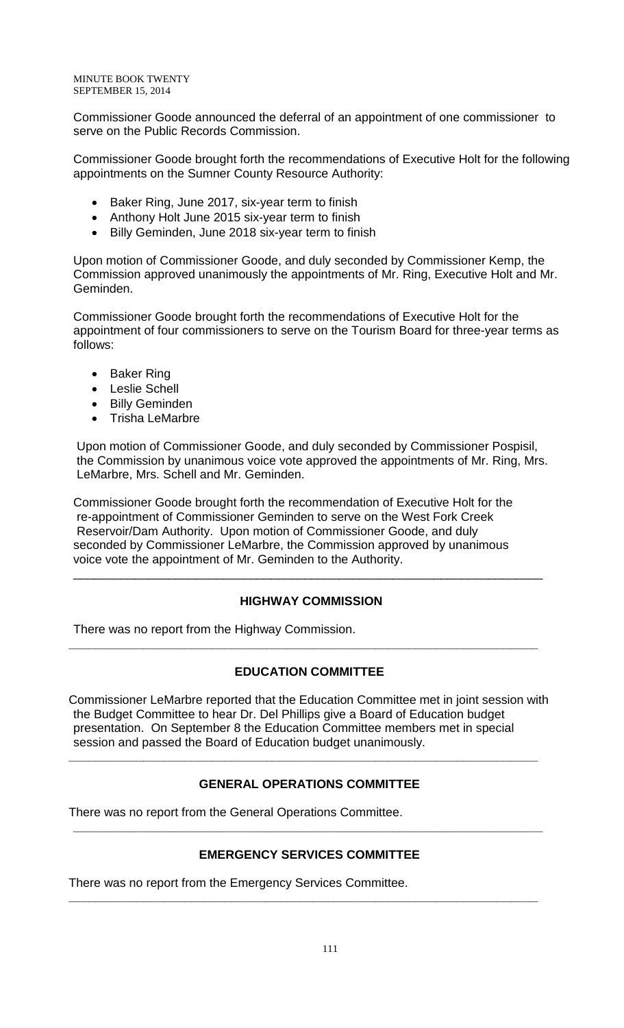Commissioner Goode announced the deferral of an appointment of one commissioner to serve on the Public Records Commission.

Commissioner Goode brought forth the recommendations of Executive Holt for the following appointments on the Sumner County Resource Authority:

- Baker Ring, June 2017, six-year term to finish
- Anthony Holt June 2015 six-year term to finish
- Billy Geminden, June 2018 six-year term to finish

Upon motion of Commissioner Goode, and duly seconded by Commissioner Kemp, the Commission approved unanimously the appointments of Mr. Ring, Executive Holt and Mr. Geminden.

Commissioner Goode brought forth the recommendations of Executive Holt for the appointment of four commissioners to serve on the Tourism Board for three-year terms as follows:

- Baker Ring
- Leslie Schell
- Billy Geminden
- Trisha LeMarbre

Upon motion of Commissioner Goode, and duly seconded by Commissioner Pospisil, the Commission by unanimous voice vote approved the appointments of Mr. Ring, Mrs. LeMarbre, Mrs. Schell and Mr. Geminden.

Commissioner Goode brought forth the recommendation of Executive Holt for the re-appointment of Commissioner Geminden to serve on the West Fork Creek Reservoir/Dam Authority. Upon motion of Commissioner Goode, and duly seconded by Commissioner LeMarbre, the Commission approved by unanimous voice vote the appointment of Mr. Geminden to the Authority.

---

## HIGHWAY COMMISSION

There was no report from the Highway Commission.

---

## EDUCATION COMMITTEE

Commissioner LeMarbre reported that the Education Committee met in joint session with the Budget Committee to hear Dr. Del Phillips give a Board of Education budget presentation. On September 8 the Education Committee members met in special session and passed the Board of Education budget unanimously.

---

## GENERAL OPERATIONS COMMITTEE

There was no report from the General Operations Committee.

---

## EMERGENCY SERVICES COMMITTEE

There was no report from the Emergency Services Committee.

---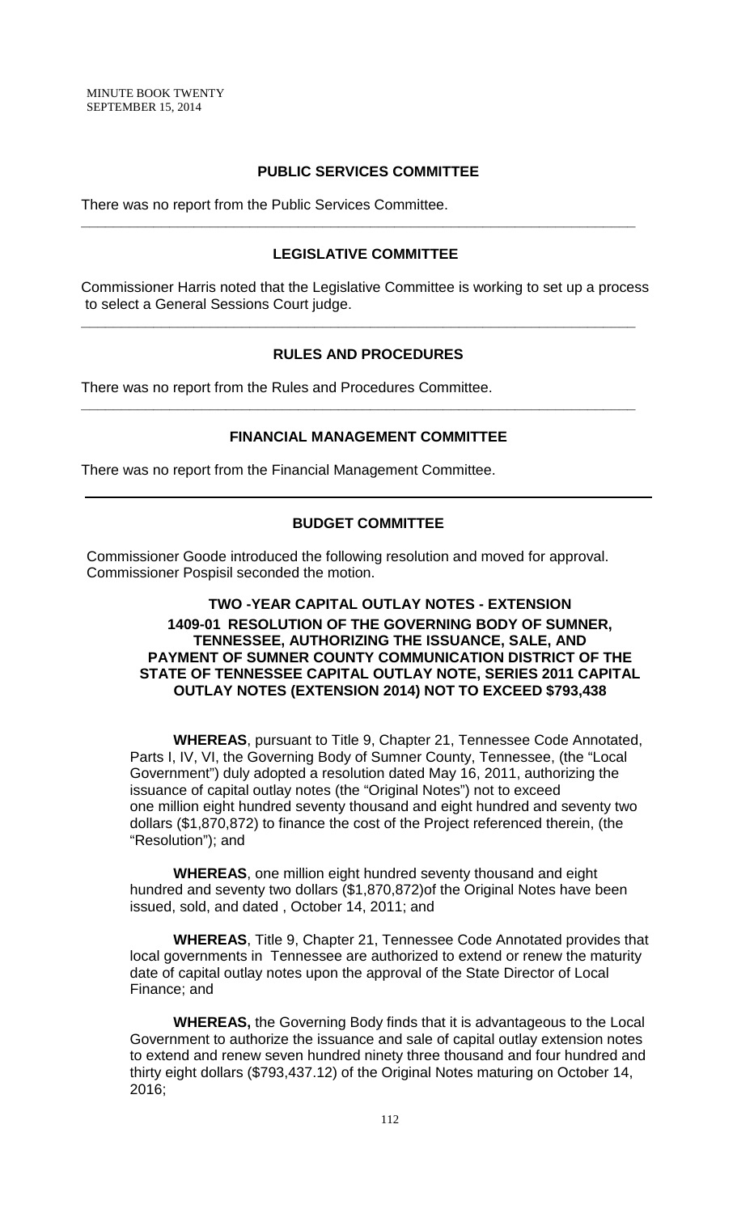## PUBLIC SERVICES COMMITTEE

There was no report from the Public Services Committee.

---

## LEGISLATIVE COMMITTEE

Commissioner Harris noted that the Legislative Committee is working to set up a process to select a General Sessions Court judge.

---

## RULES AND PROCEDURES

There was no report from the Rules and Procedures Committee.

---

## FINANCIAL MANAGEMENT COMMITTEE

There was no report from the Financial Management Committee.

---

## BUDGET COMMITTEE

Commissioner Goode introduced the following resolution and moved for approval. Commissioner Pospisil seconded the motion.

**TWO -YEAR CAPITAL OUTLAY NOTES - EXTENSION**
**1409-01 RESOLUTION OF THE GOVERNING BODY OF SUMNER, TENNESSEE, AUTHORIZING THE ISSUANCE, SALE, AND PAYMENT OF SUMNER COUNTY COMMUNICATION DISTRICT OF THE STATE OF TENNESSEE CAPITAL OUTLAY NOTE, SERIES 2011 CAPITAL OUTLAY NOTES (EXTENSION 2014) NOT TO EXCEED $793,438**

**WHEREAS**, pursuant to Title 9, Chapter 21, Tennessee Code Annotated, Parts I, IV, VI, the Governing Body of Sumner County, Tennessee, (the "Local Government") duly adopted a resolution dated May 16, 2011, authorizing the issuance of capital outlay notes (the "Original Notes") not to exceed one million eight hundred seventy thousand and eight hundred and seventy two dollars ($1,870,872) to finance the cost of the Project referenced therein, (the "Resolution"); and

**WHEREAS**, one million eight hundred seventy thousand and eight hundred and seventy two dollars ($1,870,872)of the Original Notes have been issued, sold, and dated , October 14, 2011; and

**WHEREAS**, Title 9, Chapter 21, Tennessee Code Annotated provides that local governments in Tennessee are authorized to extend or renew the maturity date of capital outlay notes upon the approval of the State Director of Local Finance; and

**WHEREAS,** the Governing Body finds that it is advantageous to the Local Government to authorize the issuance and sale of capital outlay extension notes to extend and renew seven hundred ninety three thousand and four hundred and thirty eight dollars ($793,437.12) of the Original Notes maturing on October 14, 2016;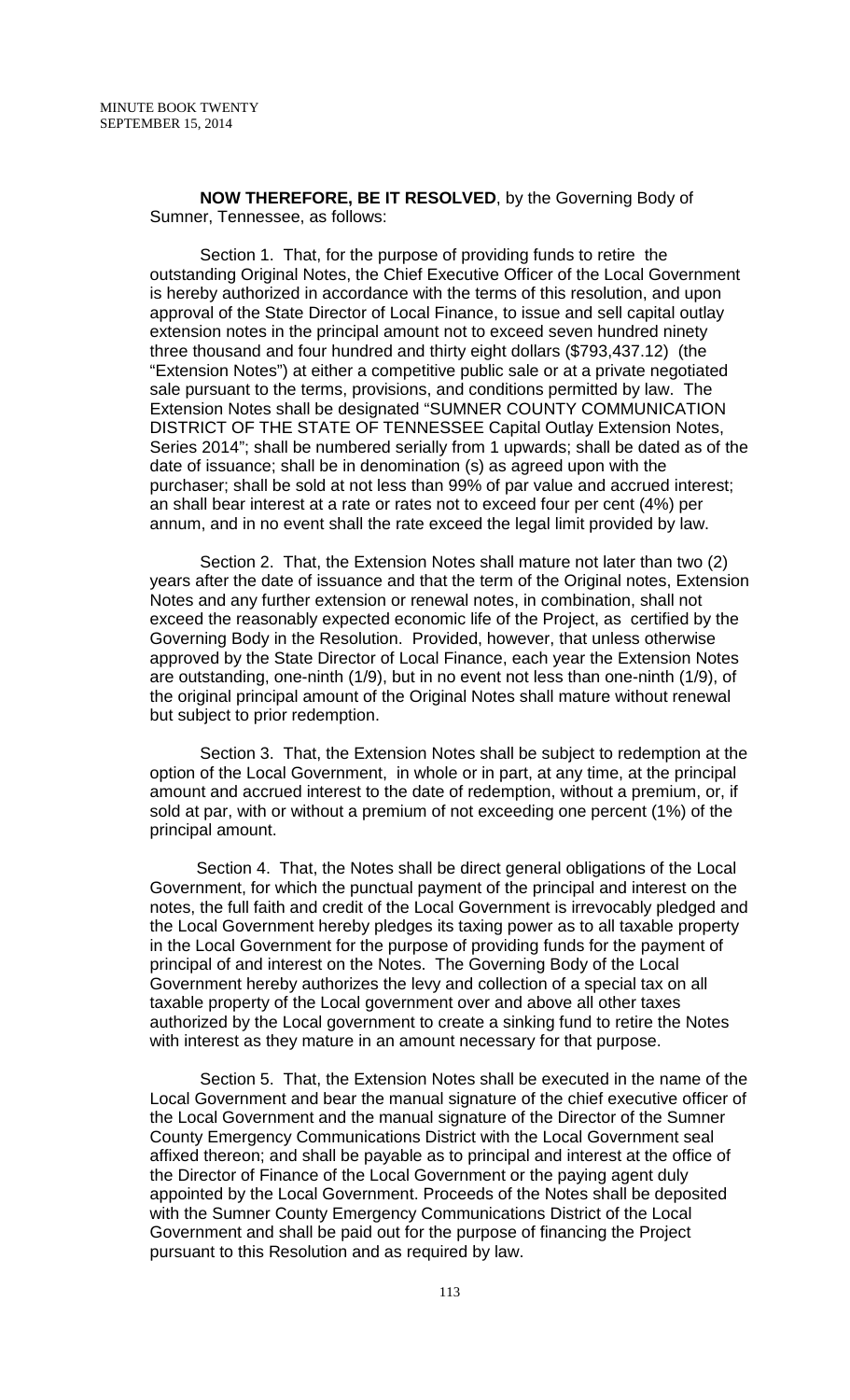**NOW THEREFORE, BE IT RESOLVED**, by the Governing Body of Sumner, Tennessee, as follows:

Section 1. That, for the purpose of providing funds to retire the outstanding Original Notes, the Chief Executive Officer of the Local Government is hereby authorized in accordance with the terms of this resolution, and upon approval of the State Director of Local Finance, to issue and sell capital outlay extension notes in the principal amount not to exceed seven hundred ninety three thousand and four hundred and thirty eight dollars ($793,437.12) (the "Extension Notes") at either a competitive public sale or at a private negotiated sale pursuant to the terms, provisions, and conditions permitted by law. The Extension Notes shall be designated "SUMNER COUNTY COMMUNICATION DISTRICT OF THE STATE OF TENNESSEE Capital Outlay Extension Notes, Series 2014"; shall be numbered serially from 1 upwards; shall be dated as of the date of issuance; shall be in denomination (s) as agreed upon with the purchaser; shall be sold at not less than 99% of par value and accrued interest; an shall bear interest at a rate or rates not to exceed four per cent (4%) per annum, and in no event shall the rate exceed the legal limit provided by law.

Section 2. That, the Extension Notes shall mature not later than two (2) years after the date of issuance and that the term of the Original notes, Extension Notes and any further extension or renewal notes, in combination, shall not exceed the reasonably expected economic life of the Project, as certified by the Governing Body in the Resolution. Provided, however, that unless otherwise approved by the State Director of Local Finance, each year the Extension Notes are outstanding, one-ninth (1/9), but in no event not less than one-ninth (1/9), of the original principal amount of the Original Notes shall mature without renewal but subject to prior redemption.

Section 3. That, the Extension Notes shall be subject to redemption at the option of the Local Government, in whole or in part, at any time, at the principal amount and accrued interest to the date of redemption, without a premium, or, if sold at par, with or without a premium of not exceeding one percent (1%) of the principal amount.

Section 4. That, the Notes shall be direct general obligations of the Local Government, for which the punctual payment of the principal and interest on the notes, the full faith and credit of the Local Government is irrevocably pledged and the Local Government hereby pledges its taxing power as to all taxable property in the Local Government for the purpose of providing funds for the payment of principal of and interest on the Notes. The Governing Body of the Local Government hereby authorizes the levy and collection of a special tax on all taxable property of the Local government over and above all other taxes authorized by the Local government to create a sinking fund to retire the Notes with interest as they mature in an amount necessary for that purpose.

Section 5. That, the Extension Notes shall be executed in the name of the Local Government and bear the manual signature of the chief executive officer of the Local Government and the manual signature of the Director of the Sumner County Emergency Communications District with the Local Government seal affixed thereon; and shall be payable as to principal and interest at the office of the Director of Finance of the Local Government or the paying agent duly appointed by the Local Government. Proceeds of the Notes shall be deposited with the Sumner County Emergency Communications District of the Local Government and shall be paid out for the purpose of financing the Project pursuant to this Resolution and as required by law.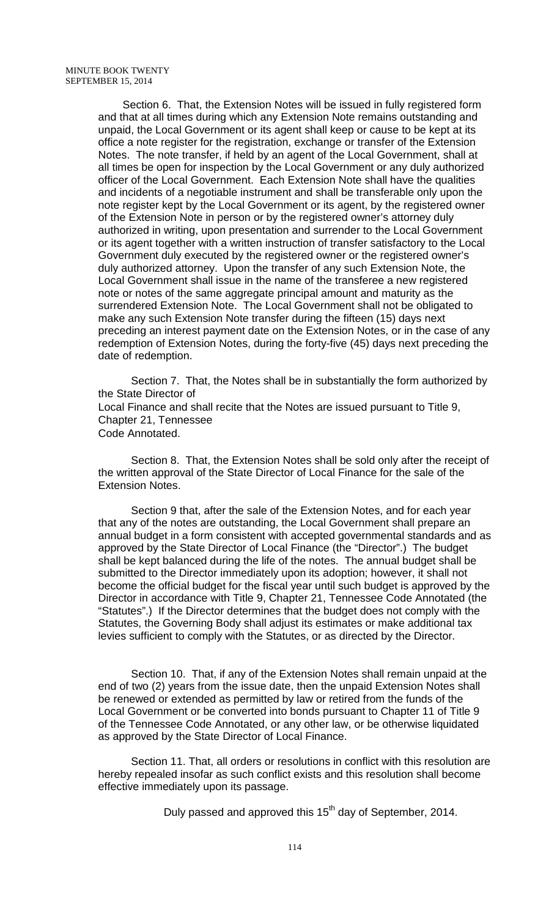Section 6. That, the Extension Notes will be issued in fully registered form and that at all times during which any Extension Note remains outstanding and unpaid, the Local Government or its agent shall keep or cause to be kept at its office a note register for the registration, exchange or transfer of the Extension Notes. The note transfer, if held by an agent of the Local Government, shall at all times be open for inspection by the Local Government or any duly authorized officer of the Local Government. Each Extension Note shall have the qualities and incidents of a negotiable instrument and shall be transferable only upon the note register kept by the Local Government or its agent, by the registered owner of the Extension Note in person or by the registered owner's attorney duly authorized in writing, upon presentation and surrender to the Local Government or its agent together with a written instruction of transfer satisfactory to the Local Government duly executed by the registered owner or the registered owner's duly authorized attorney. Upon the transfer of any such Extension Note, the Local Government shall issue in the name of the transferee a new registered note or notes of the same aggregate principal amount and maturity as the surrendered Extension Note. The Local Government shall not be obligated to make any such Extension Note transfer during the fifteen (15) days next preceding an interest payment date on the Extension Notes, or in the case of any redemption of Extension Notes, during the forty-five (45) days next preceding the date of redemption.

Section 7. That, the Notes shall be in substantially the form authorized by the State Director of
Local Finance and shall recite that the Notes are issued pursuant to Title 9, Chapter 21, Tennessee
Code Annotated.

Section 8. That, the Extension Notes shall be sold only after the receipt of the written approval of the State Director of Local Finance for the sale of the Extension Notes.

Section 9 that, after the sale of the Extension Notes, and for each year that any of the notes are outstanding, the Local Government shall prepare an annual budget in a form consistent with accepted governmental standards and as approved by the State Director of Local Finance (the "Director".) The budget shall be kept balanced during the life of the notes. The annual budget shall be submitted to the Director immediately upon its adoption; however, it shall not become the official budget for the fiscal year until such budget is approved by the Director in accordance with Title 9, Chapter 21, Tennessee Code Annotated (the "Statutes".) If the Director determines that the budget does not comply with the Statutes, the Governing Body shall adjust its estimates or make additional tax levies sufficient to comply with the Statutes, or as directed by the Director.

Section 10. That, if any of the Extension Notes shall remain unpaid at the end of two (2) years from the issue date, then the unpaid Extension Notes shall be renewed or extended as permitted by law or retired from the funds of the Local Government or be converted into bonds pursuant to Chapter 11 of Title 9 of the Tennessee Code Annotated, or any other law, or be otherwise liquidated as approved by the State Director of Local Finance.

Section 11. That, all orders or resolutions in conflict with this resolution are hereby repealed insofar as such conflict exists and this resolution shall become effective immediately upon its passage.

Duly passed and approved this 15th day of September, 2014.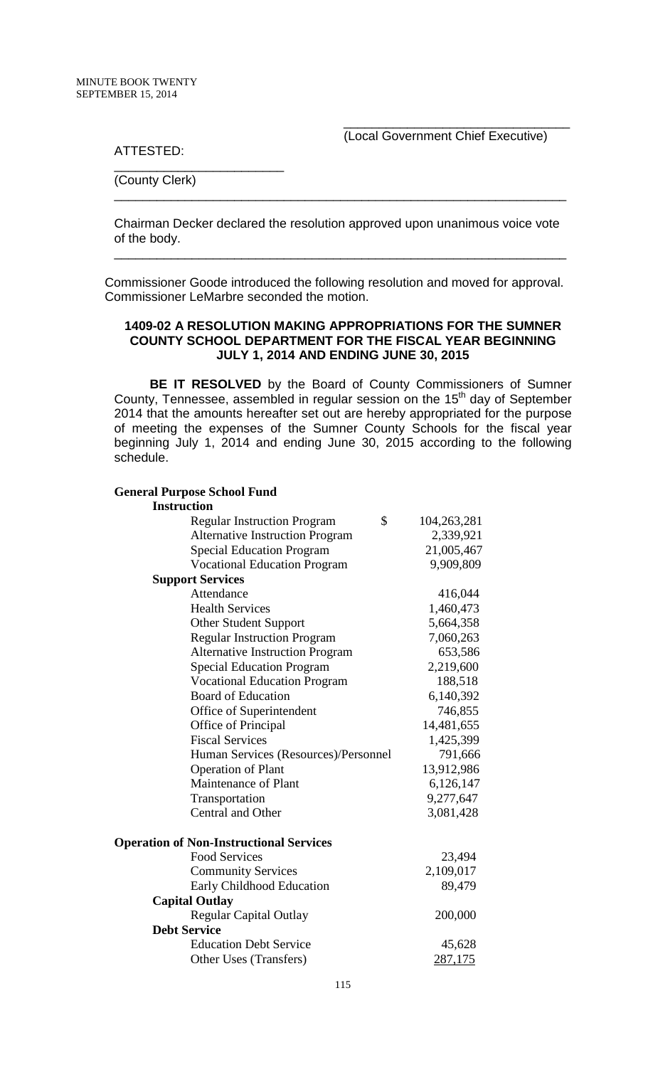\_\_\_\_\_\_\_\_\_\_\_\_\_\_\_\_\_\_\_\_\_\_\_\_\_\_\_\_\_\_\_\_

(Local Government Chief Executive)

ATTESTED:

\_\_\_\_\_\_\_\_\_\_\_\_\_\_\_\_\_\_\_\_\_\_\_\_

(County Clerk)

---

Chairman Decker declared the resolution approved upon unanimous voice vote of the body.

---

Commissioner Goode introduced the following resolution and moved for approval. Commissioner LeMarbre seconded the motion.

**1409-02 A RESOLUTION MAKING APPROPRIATIONS FOR THE SUMNER COUNTY SCHOOL DEPARTMENT FOR THE FISCAL YEAR BEGINNING JULY 1, 2014 AND ENDING JUNE 30, 2015**

**BE IT RESOLVED** by the Board of County Commissioners of Sumner County, Tennessee, assembled in regular session on the 15th day of September 2014 that the amounts hereafter set out are hereby appropriated for the purpose of meeting the expenses of the Sumner County Schools for the fiscal year beginning July 1, 2014 and ending June 30, 2015 according to the following schedule.

**General Purpose School Fund**

| | |
|---|---|
| **Instruction** | |
| Regular Instruction Program | $ 104,263,281 |
| Alternative Instruction Program | 2,339,921 |
| Special Education Program | 21,005,467 |
| Vocational Education Program | 9,909,809 |
| **Support Services** | |
| Attendance | 416,044 |
| Health Services | 1,460,473 |
| Other Student Support | 5,664,358 |
| Regular Instruction Program | 7,060,263 |
| Alternative Instruction Program | 653,586 |
| Special Education Program | 2,219,600 |
| Vocational Education Program | 188,518 |
| Board of Education | 6,140,392 |
| Office of Superintendent | 746,855 |
| Office of Principal | 14,481,655 |
| Fiscal Services | 1,425,399 |
| Human Services (Resources)/Personnel | 791,666 |
| Operation of Plant | 13,912,986 |
| Maintenance of Plant | 6,126,147 |
| Transportation | 9,277,647 |
| Central and Other | 3,081,428 |
| **Operation of Non-Instructional Services** | |
| Food Services | 23,494 |
| Community Services | 2,109,017 |
| Early Childhood Education | 89,479 |
| **Capital Outlay** | |
| Regular Capital Outlay | 200,000 |
| **Debt Service** | |
| Education Debt Service | 45,628 |
| Other Uses (Transfers) | 287,175 |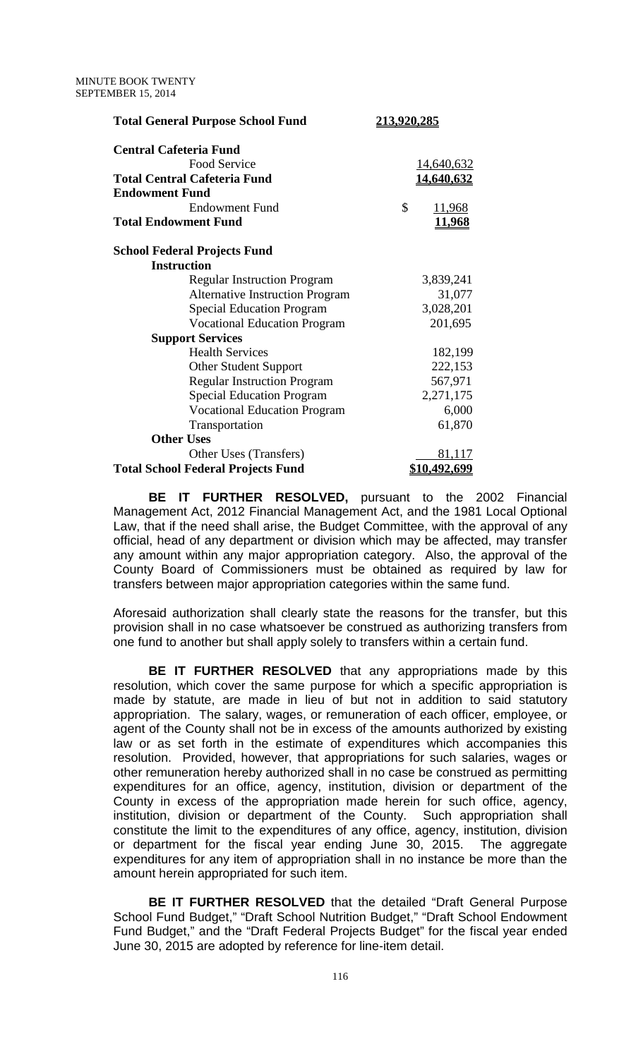| | |
|---|---|
| **Total General Purpose School Fund** | **213,920,285** |
| | |
| **Central Cafeteria Fund** | |
| Food Service | 14,640,632 |
| **Total Central Cafeteria Fund** | **14,640,632** |
| **Endowment Fund** | |
| Endowment Fund | $ 11,968 |
| **Total Endowment Fund** | **11,968** |
| | |
| **School Federal Projects Fund** | |
| **Instruction** | |
| Regular Instruction Program | 3,839,241 |
| Alternative Instruction Program | 31,077 |
| Special Education Program | 3,028,201 |
| Vocational Education Program | 201,695 |
| **Support Services** | |
| Health Services | 182,199 |
| Other Student Support | 222,153 |
| Regular Instruction Program | 567,971 |
| Special Education Program | 2,271,175 |
| Vocational Education Program | 6,000 |
| Transportation | 61,870 |
| **Other Uses** | |
| Other Uses (Transfers) | 81,117 |
| **Total School Federal Projects Fund** | **$10,492,699** |

**BE IT FURTHER RESOLVED,** pursuant to the 2002 Financial Management Act, 2012 Financial Management Act, and the 1981 Local Optional Law, that if the need shall arise, the Budget Committee, with the approval of any official, head of any department or division which may be affected, may transfer any amount within any major appropriation category. Also, the approval of the County Board of Commissioners must be obtained as required by law for transfers between major appropriation categories within the same fund.

Aforesaid authorization shall clearly state the reasons for the transfer, but this provision shall in no case whatsoever be construed as authorizing transfers from one fund to another but shall apply solely to transfers within a certain fund.

**BE IT FURTHER RESOLVED** that any appropriations made by this resolution, which cover the same purpose for which a specific appropriation is made by statute, are made in lieu of but not in addition to said statutory appropriation. The salary, wages, or remuneration of each officer, employee, or agent of the County shall not be in excess of the amounts authorized by existing law or as set forth in the estimate of expenditures which accompanies this resolution. Provided, however, that appropriations for such salaries, wages or other remuneration hereby authorized shall in no case be construed as permitting expenditures for an office, agency, institution, division or department of the County in excess of the appropriation made herein for such office, agency, institution, division or department of the County. Such appropriation shall constitute the limit to the expenditures of any office, agency, institution, division or department for the fiscal year ending June 30, 2015. The aggregate expenditures for any item of appropriation shall in no instance be more than the amount herein appropriated for such item.

**BE IT FURTHER RESOLVED** that the detailed "Draft General Purpose School Fund Budget," "Draft School Nutrition Budget," "Draft School Endowment Fund Budget," and the "Draft Federal Projects Budget" for the fiscal year ended June 30, 2015 are adopted by reference for line-item detail.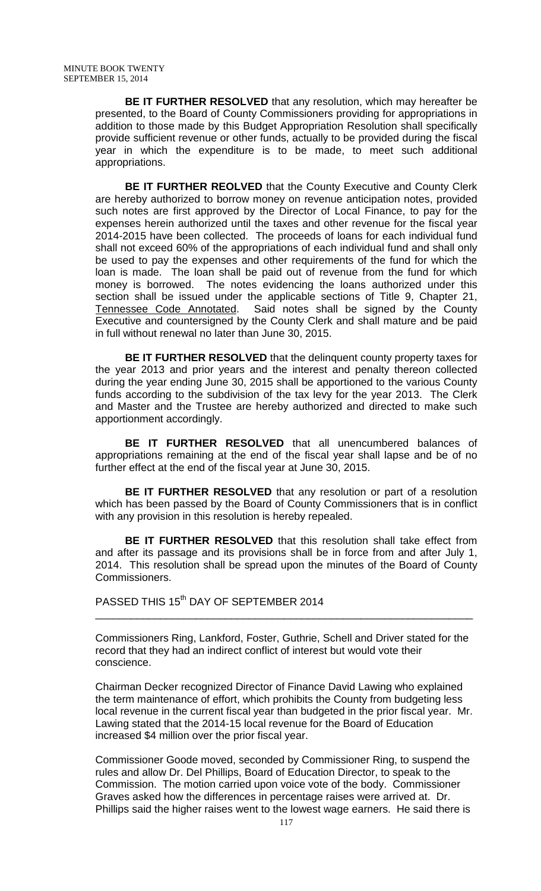**BE IT FURTHER RESOLVED** that any resolution, which may hereafter be presented, to the Board of County Commissioners providing for appropriations in addition to those made by this Budget Appropriation Resolution shall specifically provide sufficient revenue or other funds, actually to be provided during the fiscal year in which the expenditure is to be made, to meet such additional appropriations.

**BE IT FURTHER REOLVED** that the County Executive and County Clerk are hereby authorized to borrow money on revenue anticipation notes, provided such notes are first approved by the Director of Local Finance, to pay for the expenses herein authorized until the taxes and other revenue for the fiscal year 2014-2015 have been collected. The proceeds of loans for each individual fund shall not exceed 60% of the appropriations of each individual fund and shall only be used to pay the expenses and other requirements of the fund for which the loan is made. The loan shall be paid out of revenue from the fund for which money is borrowed. The notes evidencing the loans authorized under this section shall be issued under the applicable sections of Title 9, Chapter 21, Tennessee Code Annotated. Said notes shall be signed by the County Executive and countersigned by the County Clerk and shall mature and be paid in full without renewal no later than June 30, 2015.

**BE IT FURTHER RESOLVED** that the delinquent county property taxes for the year 2013 and prior years and the interest and penalty thereon collected during the year ending June 30, 2015 shall be apportioned to the various County funds according to the subdivision of the tax levy for the year 2013. The Clerk and Master and the Trustee are hereby authorized and directed to make such apportionment accordingly.

**BE IT FURTHER RESOLVED** that all unencumbered balances of appropriations remaining at the end of the fiscal year shall lapse and be of no further effect at the end of the fiscal year at June 30, 2015.

**BE IT FURTHER RESOLVED** that any resolution or part of a resolution which has been passed by the Board of County Commissioners that is in conflict with any provision in this resolution is hereby repealed.

**BE IT FURTHER RESOLVED** that this resolution shall take effect from and after its passage and its provisions shall be in force from and after July 1, 2014. This resolution shall be spread upon the minutes of the Board of County Commissioners.

PASSED THIS 15th DAY OF SEPTEMBER 2014

---

Commissioners Ring, Lankford, Foster, Guthrie, Schell and Driver stated for the record that they had an indirect conflict of interest but would vote their conscience.

Chairman Decker recognized Director of Finance David Lawing who explained the term maintenance of effort, which prohibits the County from budgeting less local revenue in the current fiscal year than budgeted in the prior fiscal year. Mr. Lawing stated that the 2014-15 local revenue for the Board of Education increased $4 million over the prior fiscal year.

Commissioner Goode moved, seconded by Commissioner Ring, to suspend the rules and allow Dr. Del Phillips, Board of Education Director, to speak to the Commission. The motion carried upon voice vote of the body. Commissioner Graves asked how the differences in percentage raises were arrived at. Dr. Phillips said the higher raises went to the lowest wage earners. He said there is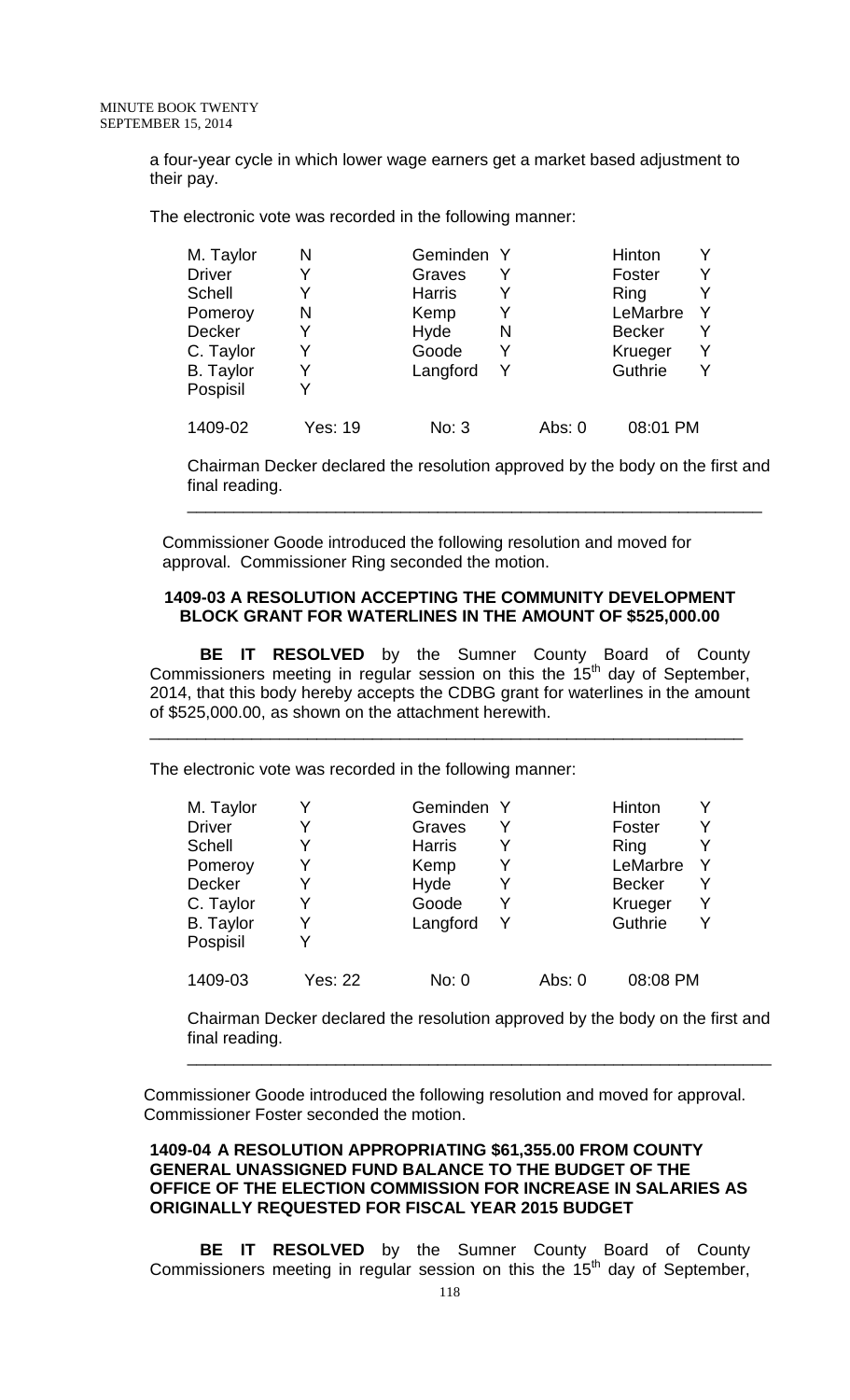a four-year cycle in which lower wage earners get a market based adjustment to their pay.

The electronic vote was recorded in the following manner:

| | | | | | | |
|---|---|---|---|---|---|---|
| M. Taylor | N | Geminden | Y | | Hinton | Y |
| Driver | Y | Graves | Y | | Foster | Y |
| Schell | Y | Harris | Y | | Ring | Y |
| Pomeroy | N | Kemp | Y | | LeMarbre | Y |
| Decker | Y | Hyde | N | | Becker | Y |
| C. Taylor | Y | Goode | Y | | Krueger | Y |
| B. Taylor | Y | Langford | Y | | Guthrie | Y |
| Pospisil | Y | | | | | |
| 1409-02 | Yes: 19 | No: 3 | | Abs: 0 | 08:01 PM | |

Chairman Decker declared the resolution approved by the body on the first and final reading.

---

Commissioner Goode introduced the following resolution and moved for approval. Commissioner Ring seconded the motion.

**1409-03 A RESOLUTION ACCEPTING THE COMMUNITY DEVELOPMENT BLOCK GRANT FOR WATERLINES IN THE AMOUNT OF $525,000.00**

**BE IT RESOLVED** by the Sumner County Board of County Commissioners meeting in regular session on this the 15th day of September, 2014, that this body hereby accepts the CDBG grant for waterlines in the amount of $525,000.00, as shown on the attachment herewith.

---

The electronic vote was recorded in the following manner:

| | | | | | | |
|---|---|---|---|---|---|---|
| M. Taylor | Y | Geminden | Y | | Hinton | Y |
| Driver | Y | Graves | Y | | Foster | Y |
| Schell | Y | Harris | Y | | Ring | Y |
| Pomeroy | Y | Kemp | Y | | LeMarbre | Y |
| Decker | Y | Hyde | Y | | Becker | Y |
| C. Taylor | Y | Goode | Y | | Krueger | Y |
| B. Taylor | Y | Langford | Y | | Guthrie | Y |
| Pospisil | Y | | | | | |
| 1409-03 | Yes: 22 | No: 0 | | Abs: 0 | 08:08 PM | |

Chairman Decker declared the resolution approved by the body on the first and final reading.

---

Commissioner Goode introduced the following resolution and moved for approval. Commissioner Foster seconded the motion.

**1409-04 A RESOLUTION APPROPRIATING $61,355.00 FROM COUNTY GENERAL UNASSIGNED FUND BALANCE TO THE BUDGET OF THE OFFICE OF THE ELECTION COMMISSION FOR INCREASE IN SALARIES AS ORIGINALLY REQUESTED FOR FISCAL YEAR 2015 BUDGET**

**BE IT RESOLVED** by the Sumner County Board of County Commissioners meeting in regular session on this the 15th day of September,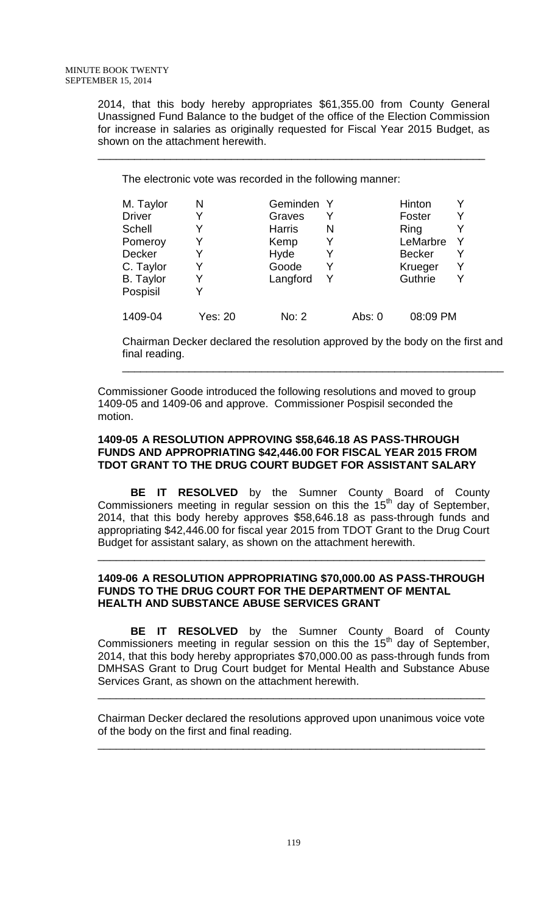2014, that this body hereby appropriates $61,355.00 from County General Unassigned Fund Balance to the budget of the office of the Election Commission for increase in salaries as originally requested for Fiscal Year 2015 Budget, as shown on the attachment herewith.

---

The electronic vote was recorded in the following manner:

| | | | | | |
|---|---|---|---|---|---|
| M. Taylor | N | Geminden | Y | Hinton | Y |
| Driver | Y | Graves | Y | Foster | Y |
| Schell | Y | Harris | N | Ring | Y |
| Pomeroy | Y | Kemp | Y | LeMarbre | Y |
| Decker | Y | Hyde | Y | Becker | Y |
| C. Taylor | Y | Goode | Y | Krueger | Y |
| B. Taylor | Y | Langford | Y | Guthrie | Y |
| Pospisil | Y | | | | |

1409-04 Yes: 20 No: 2 Abs: 0 08:09 PM

Chairman Decker declared the resolution approved by the body on the first and final reading.

---

Commissioner Goode introduced the following resolutions and moved to group 1409-05 and 1409-06 and approve. Commissioner Pospisil seconded the motion.

**1409-05 A RESOLUTION APPROVING $58,646.18 AS PASS-THROUGH FUNDS AND APPROPRIATING $42,446.00 FOR FISCAL YEAR 2015 FROM TDOT GRANT TO THE DRUG COURT BUDGET FOR ASSISTANT SALARY**

**BE IT RESOLVED** by the Sumner County Board of County Commissioners meeting in regular session on this the 15th day of September, 2014, that this body hereby approves $58,646.18 as pass-through funds and appropriating $42,446.00 for fiscal year 2015 from TDOT Grant to the Drug Court Budget for assistant salary, as shown on the attachment herewith.

---

**1409-06 A RESOLUTION APPROPRIATING $70,000.00 AS PASS-THROUGH FUNDS TO THE DRUG COURT FOR THE DEPARTMENT OF MENTAL HEALTH AND SUBSTANCE ABUSE SERVICES GRANT**

**BE IT RESOLVED** by the Sumner County Board of County Commissioners meeting in regular session on this the 15th day of September, 2014, that this body hereby appropriates $70,000.00 as pass-through funds from DMHSAS Grant to Drug Court budget for Mental Health and Substance Abuse Services Grant, as shown on the attachment herewith.

---

Chairman Decker declared the resolutions approved upon unanimous voice vote of the body on the first and final reading.

---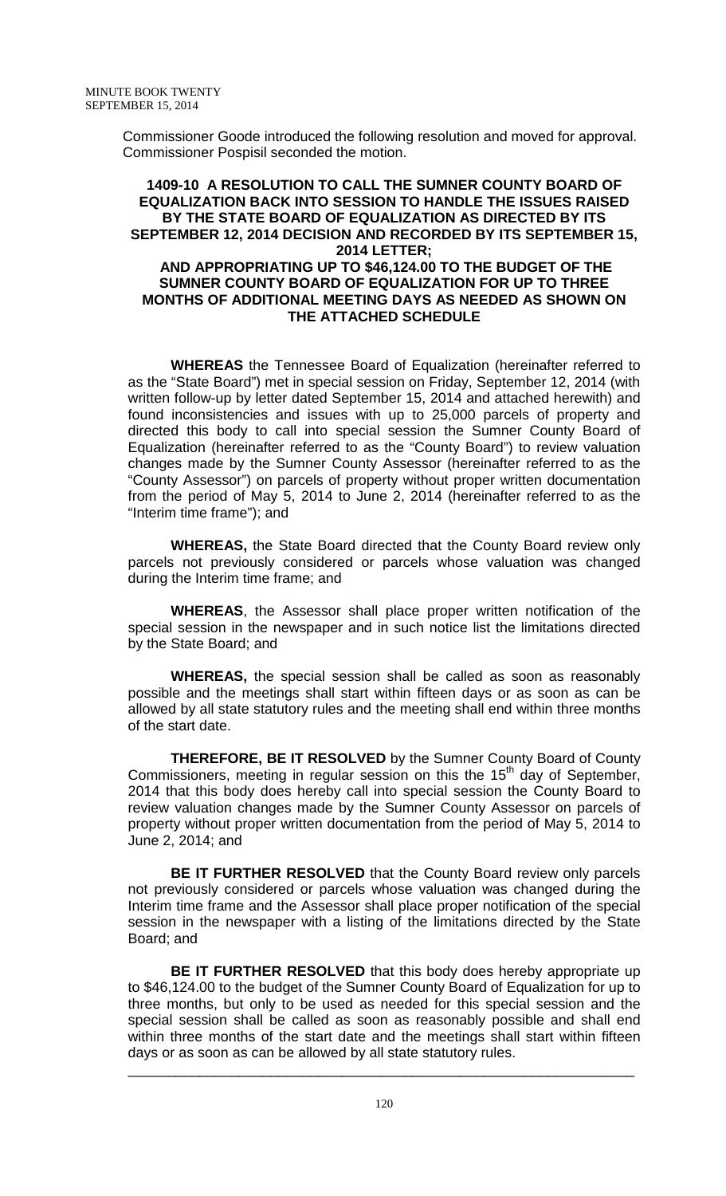Commissioner Goode introduced the following resolution and moved for approval. Commissioner Pospisil seconded the motion.

**1409-10 A RESOLUTION TO CALL THE SUMNER COUNTY BOARD OF EQUALIZATION BACK INTO SESSION TO HANDLE THE ISSUES RAISED BY THE STATE BOARD OF EQUALIZATION AS DIRECTED BY ITS SEPTEMBER 12, 2014 DECISION AND RECORDED BY ITS SEPTEMBER 15, 2014 LETTER;**
**AND APPROPRIATING UP TO $46,124.00 TO THE BUDGET OF THE SUMNER COUNTY BOARD OF EQUALIZATION FOR UP TO THREE MONTHS OF ADDITIONAL MEETING DAYS AS NEEDED AS SHOWN ON THE ATTACHED SCHEDULE**

**WHEREAS** the Tennessee Board of Equalization (hereinafter referred to as the "State Board") met in special session on Friday, September 12, 2014 (with written follow-up by letter dated September 15, 2014 and attached herewith) and found inconsistencies and issues with up to 25,000 parcels of property and directed this body to call into special session the Sumner County Board of Equalization (hereinafter referred to as the "County Board") to review valuation changes made by the Sumner County Assessor (hereinafter referred to as the "County Assessor") on parcels of property without proper written documentation from the period of May 5, 2014 to June 2, 2014 (hereinafter referred to as the "Interim time frame"); and

**WHEREAS,** the State Board directed that the County Board review only parcels not previously considered or parcels whose valuation was changed during the Interim time frame; and

**WHEREAS**, the Assessor shall place proper written notification of the special session in the newspaper and in such notice list the limitations directed by the State Board; and

**WHEREAS,** the special session shall be called as soon as reasonably possible and the meetings shall start within fifteen days or as soon as can be allowed by all state statutory rules and the meeting shall end within three months of the start date.

**THEREFORE, BE IT RESOLVED** by the Sumner County Board of County Commissioners, meeting in regular session on this the 15th day of September, 2014 that this body does hereby call into special session the County Board to review valuation changes made by the Sumner County Assessor on parcels of property without proper written documentation from the period of May 5, 2014 to June 2, 2014; and

**BE IT FURTHER RESOLVED** that the County Board review only parcels not previously considered or parcels whose valuation was changed during the Interim time frame and the Assessor shall place proper notification of the special session in the newspaper with a listing of the limitations directed by the State Board; and

**BE IT FURTHER RESOLVED** that this body does hereby appropriate up to $46,124.00 to the budget of the Sumner County Board of Equalization for up to three months, but only to be used as needed for this special session and the special session shall be called as soon as reasonably possible and shall end within three months of the start date and the meetings shall start within fifteen days or as soon as can be allowed by all state statutory rules.

---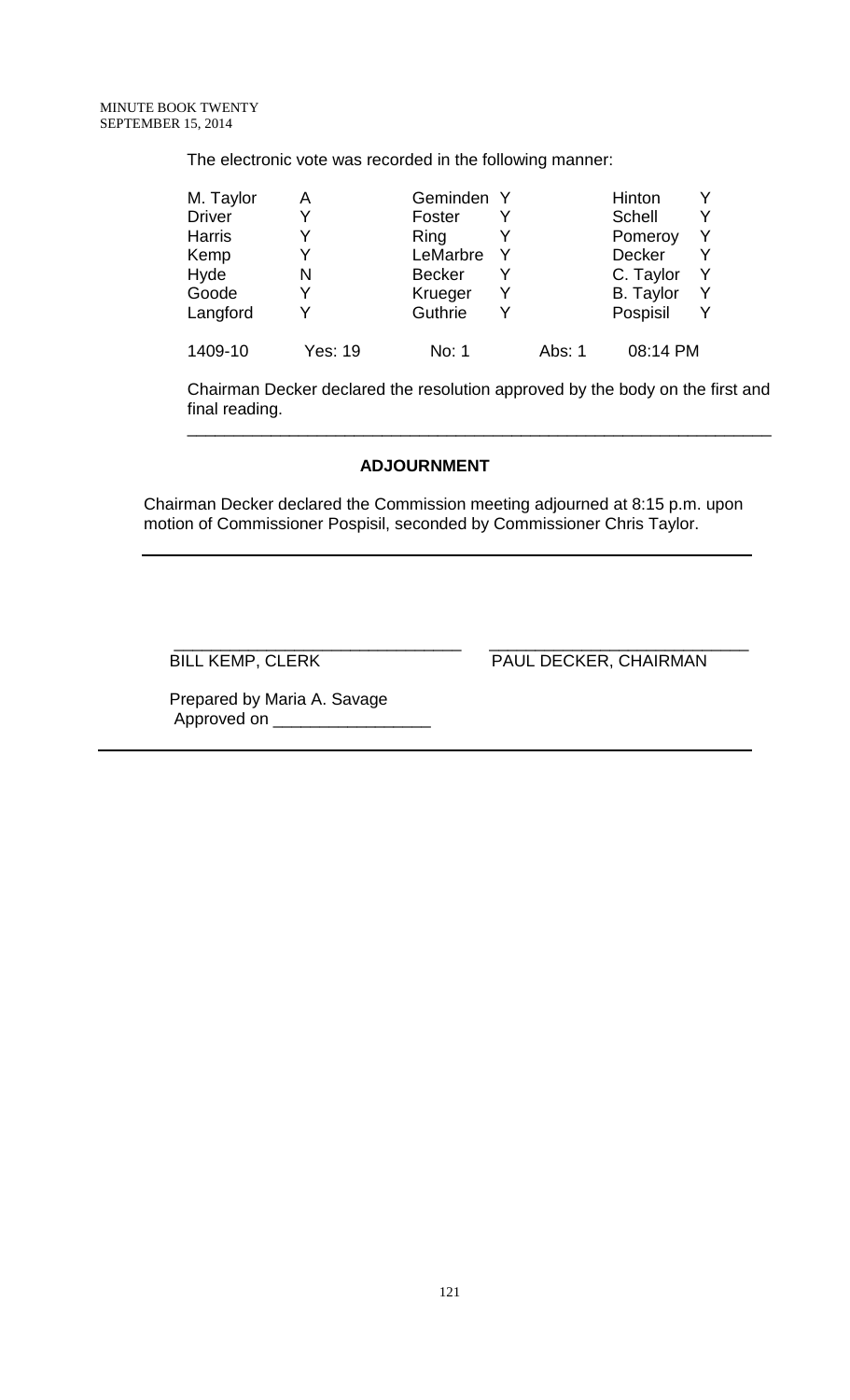The electronic vote was recorded in the following manner:

| | | | | | |
|---|---|---|---|---|---|
| M. Taylor | A | Geminden | Y | Hinton | Y |
| Driver | Y | Foster | Y | Schell | Y |
| Harris | Y | Ring | Y | Pomeroy | Y |
| Kemp | Y | LeMarbre | Y | Decker | Y |
| Hyde | N | Becker | Y | C. Taylor | Y |
| Goode | Y | Krueger | Y | B. Taylor | Y |
| Langford | Y | Guthrie | Y | Pospisil | Y |

1409-10 Yes: 19 No: 1 Abs: 1 08:14 PM

Chairman Decker declared the resolution approved by the body on the first and final reading.

---

**ADJOURNMENT**

Chairman Decker declared the Commission meeting adjourned at 8:15 p.m. upon motion of Commissioner Pospisil, seconded by Commissioner Chris Taylor.

---

_______________________________ BILL KEMP, CLERK

_______________________________ PAUL DECKER, CHAIRMAN

Prepared by Maria A. Savage
Approved on ________________